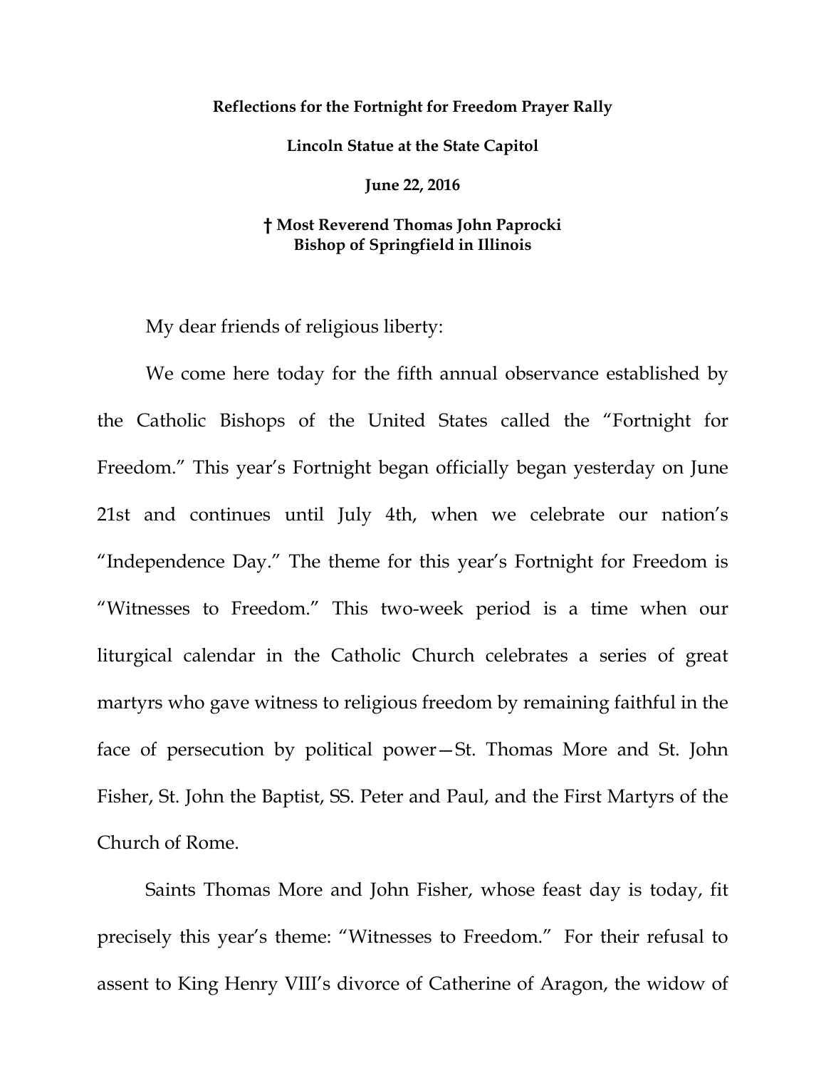**Reflections for the Fortnight for Freedom Prayer Rally**

**Lincoln Statue at the State Capitol**

**June 22, 2016**

**† Most Reverend Thomas John Paprocki**
**Bishop of Springfield in Illinois**

My dear friends of religious liberty:

We come here today for the fifth annual observance established by the Catholic Bishops of the United States called the "Fortnight for Freedom." This year's Fortnight began officially began yesterday on June 21st and continues until July 4th, when we celebrate our nation's "Independence Day." The theme for this year's Fortnight for Freedom is "Witnesses to Freedom." This two-week period is a time when our liturgical calendar in the Catholic Church celebrates a series of great martyrs who gave witness to religious freedom by remaining faithful in the face of persecution by political power—St. Thomas More and St. John Fisher, St. John the Baptist, SS. Peter and Paul, and the First Martyrs of the Church of Rome.

Saints Thomas More and John Fisher, whose feast day is today, fit precisely this year's theme: "Witnesses to Freedom." For their refusal to assent to King Henry VIII's divorce of Catherine of Aragon, the widow of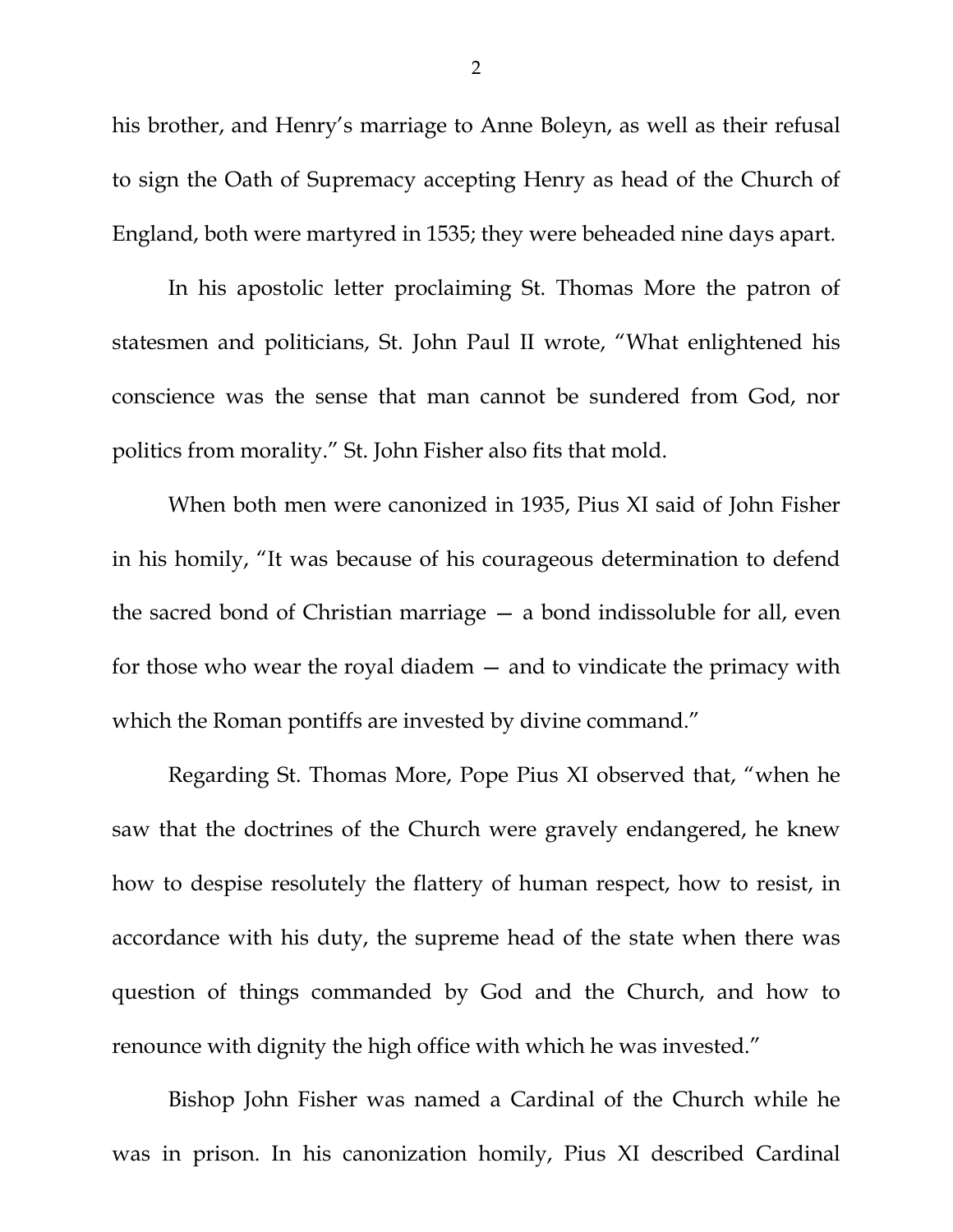his brother, and Henry's marriage to Anne Boleyn, as well as their refusal to sign the Oath of Supremacy accepting Henry as head of the Church of England, both were martyred in 1535; they were beheaded nine days apart.

In his apostolic letter proclaiming St. Thomas More the patron of statesmen and politicians, St. John Paul II wrote, "What enlightened his conscience was the sense that man cannot be sundered from God, nor politics from morality." St. John Fisher also fits that mold.

When both men were canonized in 1935, Pius XI said of John Fisher in his homily, "It was because of his courageous determination to defend the sacred bond of Christian marriage — a bond indissoluble for all, even for those who wear the royal diadem — and to vindicate the primacy with which the Roman pontiffs are invested by divine command."

Regarding St. Thomas More, Pope Pius XI observed that, "when he saw that the doctrines of the Church were gravely endangered, he knew how to despise resolutely the flattery of human respect, how to resist, in accordance with his duty, the supreme head of the state when there was question of things commanded by God and the Church, and how to renounce with dignity the high office with which he was invested."

Bishop John Fisher was named a Cardinal of the Church while he was in prison. In his canonization homily, Pius XI described Cardinal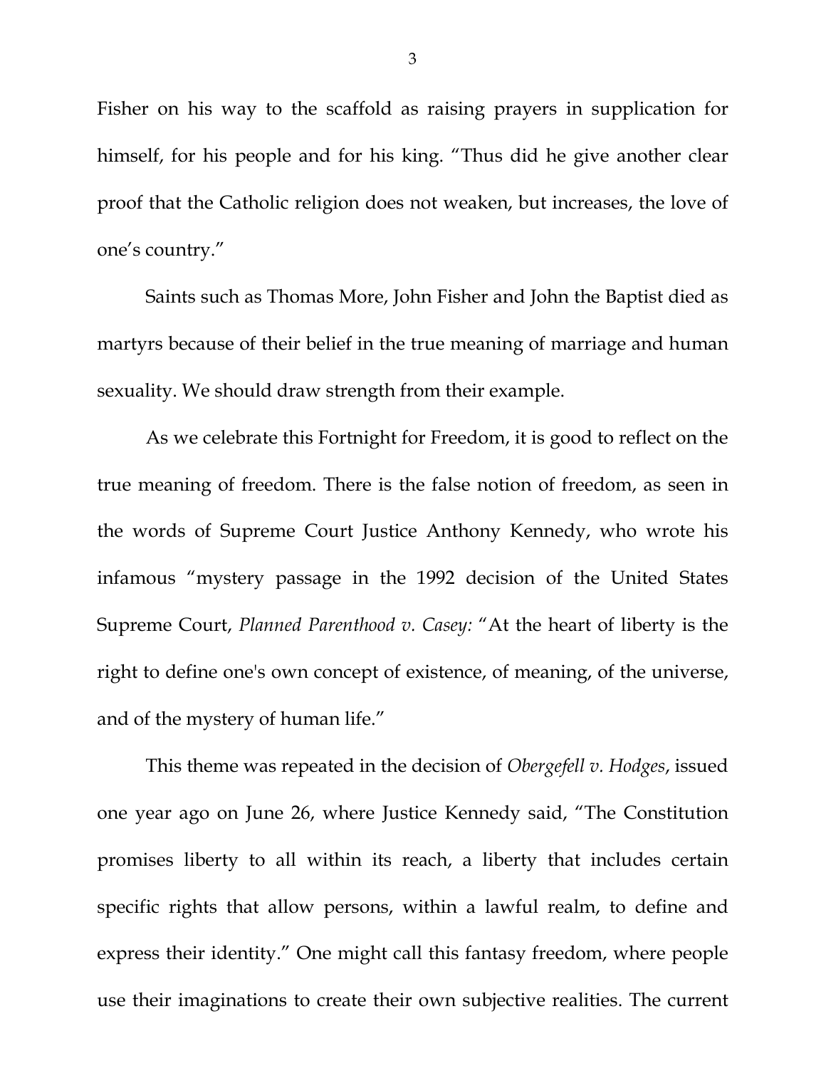Fisher on his way to the scaffold as raising prayers in supplication for himself, for his people and for his king. "Thus did he give another clear proof that the Catholic religion does not weaken, but increases, the love of one's country."

Saints such as Thomas More, John Fisher and John the Baptist died as martyrs because of their belief in the true meaning of marriage and human sexuality. We should draw strength from their example.

As we celebrate this Fortnight for Freedom, it is good to reflect on the true meaning of freedom. There is the false notion of freedom, as seen in the words of Supreme Court Justice Anthony Kennedy, who wrote his infamous "mystery passage in the 1992 decision of the United States Supreme Court, *Planned Parenthood v. Casey:* "At the heart of liberty is the right to define one's own concept of existence, of meaning, of the universe, and of the mystery of human life."

This theme was repeated in the decision of *Obergefell v. Hodges*, issued one year ago on June 26, where Justice Kennedy said, "The Constitution promises liberty to all within its reach, a liberty that includes certain specific rights that allow persons, within a lawful realm, to define and express their identity." One might call this fantasy freedom, where people use their imaginations to create their own subjective realities. The current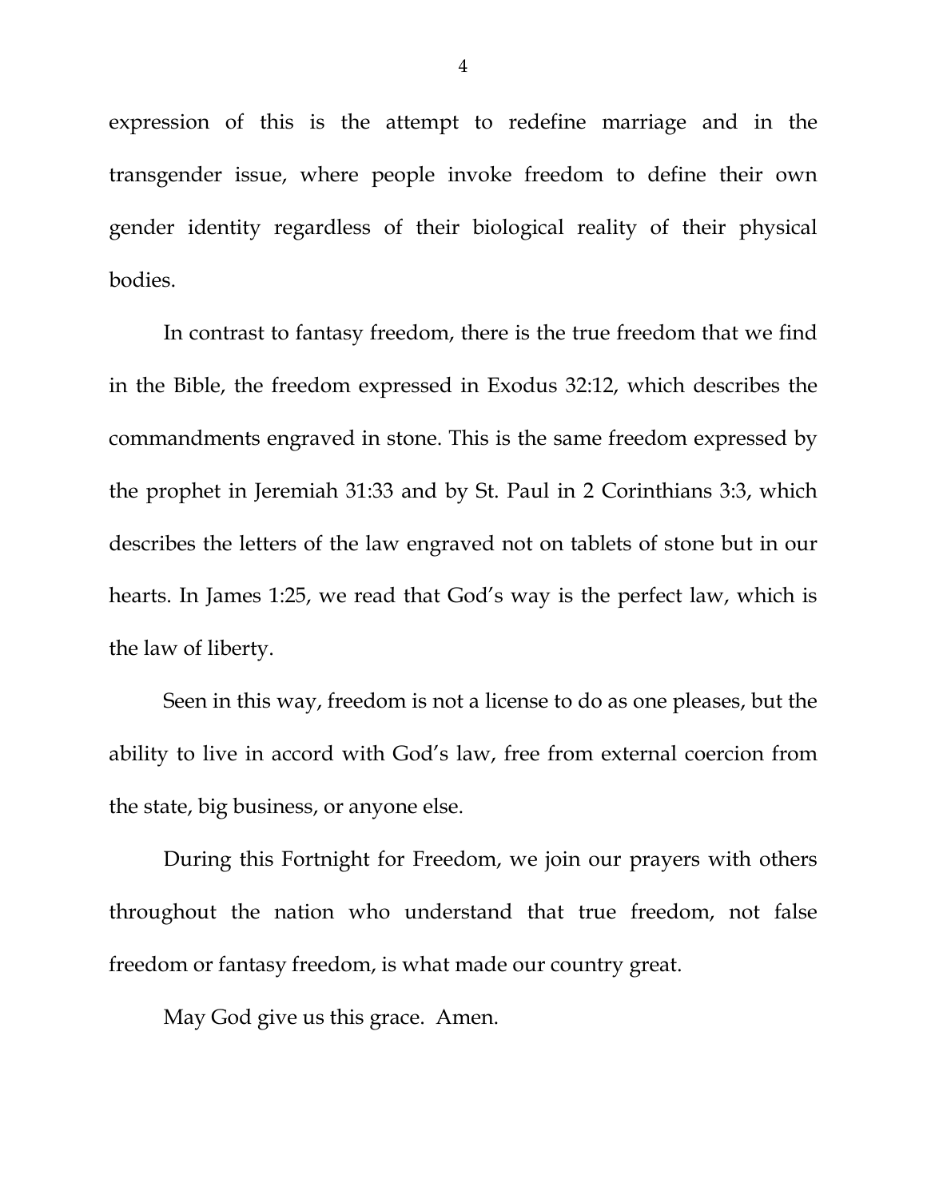expression of this is the attempt to redefine marriage and in the transgender issue, where people invoke freedom to define their own gender identity regardless of their biological reality of their physical bodies.

In contrast to fantasy freedom, there is the true freedom that we find in the Bible, the freedom expressed in Exodus 32:12, which describes the commandments engraved in stone. This is the same freedom expressed by the prophet in Jeremiah 31:33 and by St. Paul in 2 Corinthians 3:3, which describes the letters of the law engraved not on tablets of stone but in our hearts. In James 1:25, we read that God's way is the perfect law, which is the law of liberty.

Seen in this way, freedom is not a license to do as one pleases, but the ability to live in accord with God's law, free from external coercion from the state, big business, or anyone else.

During this Fortnight for Freedom, we join our prayers with others throughout the nation who understand that true freedom, not false freedom or fantasy freedom, is what made our country great.

May God give us this grace. Amen.